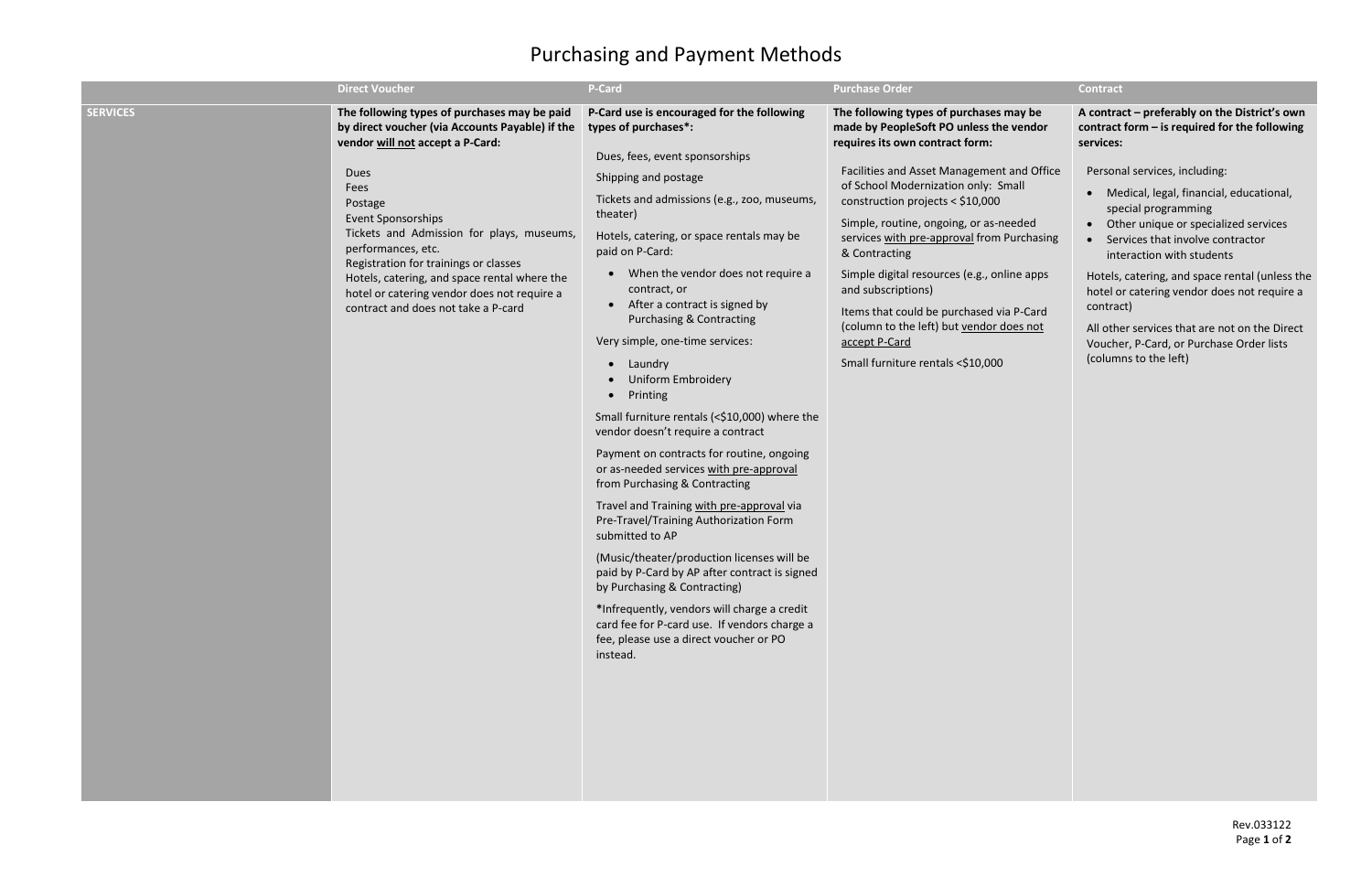# Purchasing and Payment Methods

| | Direct Voucher | P-Card | Purchase Order | Contract |
|---|---|---|---|---|
| **SERVICES** | **The following types of purchases may be paid by direct voucher (via Accounts Payable) if the vendor will not accept a P-Card:**<br><br>Dues<br>Fees<br>Postage<br>Event Sponsorships<br>Tickets and Admission for plays, museums, performances, etc.<br>Registration for trainings or classes<br>Hotels, catering, and space rental where the hotel or catering vendor does not require a contract and does not take a P-card | **P-Card use is encouraged for the following types of purchases*:**<br><br>Dues, fees, event sponsorships<br><br>Shipping and postage<br><br>Tickets and admissions (e.g., zoo, museums, theater)<br><br>Hotels, catering, or space rentals may be paid on P-Card:<br>• When the vendor does not require a contract, or<br>• After a contract is signed by Purchasing & Contracting<br><br>Very simple, one-time services:<br>• Laundry<br>• Uniform Embroidery<br>• Printing<br><br>Small furniture rentals (<$10,000) where the vendor doesn't require a contract<br><br>Payment on contracts for routine, ongoing or as-needed services with pre-approval from Purchasing & Contracting<br><br>Travel and Training with pre-approval via Pre-Travel/Training Authorization Form submitted to AP<br><br>(Music/theater/production licenses will be paid by P-Card by AP after contract is signed by Purchasing & Contracting)<br><br>*Infrequently, vendors will charge a credit card fee for P-card use. If vendors charge a fee, please use a direct voucher or PO instead. | **The following types of purchases may be made by PeopleSoft PO unless the vendor requires its own contract form:**<br><br>Facilities and Asset Management and Office of School Modernization only: Small construction projects < $10,000<br><br>Simple, routine, ongoing, or as-needed services with pre-approval from Purchasing & Contracting<br><br>Simple digital resources (e.g., online apps and subscriptions)<br><br>Items that could be purchased via P-Card (column to the left) but vendor does not accept P-Card<br><br>Small furniture rentals <$10,000 | **A contract – preferably on the District's own contract form – is required for the following services:**<br><br>Personal services, including:<br>• Medical, legal, financial, educational, special programming<br>• Other unique or specialized services<br>• Services that involve contractor interaction with students<br><br>Hotels, catering, and space rental (unless the hotel or catering vendor does not require a contract)<br><br>All other services that are not on the Direct Voucher, P-Card, or Purchase Order lists (columns to the left) |

Rev.033122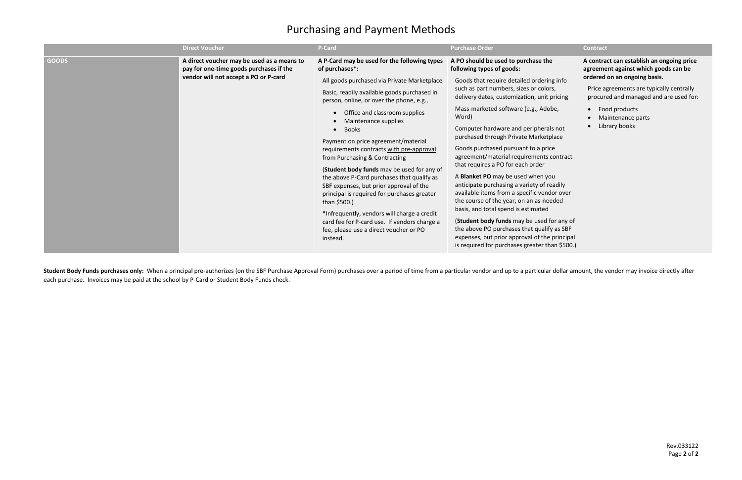# Purchasing and Payment Methods

| | Direct Voucher | P-Card | Purchase Order | Contract |
|---|---|---|---|---|
| **GOODS** | **A direct voucher may be used as a means to pay for one-time goods purchases if the vendor will not accept a PO or P-card** | **A P-Card may be used for the following types of purchases*:**<br><br>All goods purchased via Private Marketplace<br><br>Basic, readily available goods purchased in person, online, or over the phone, e.g.,<br>• Office and classroom supplies<br>• Maintenance supplies<br>• Books<br><br>Payment on price agreement/material requirements contracts with pre-approval from Purchasing & Contracting<br><br>(**Student body funds** may be used for any of the above P-Card purchases that qualify as SBF expenses, but prior approval of the principal is required for purchases greater than $500.)<br><br>***Infrequently, vendors will charge a credit card fee for P-card use. If vendors charge a fee, please use a direct voucher or PO instead. | **A PO should be used to purchase the following types of goods:**<br><br>Goods that require detailed ordering info such as part numbers, sizes or colors, delivery dates, customization, unit pricing<br><br>Mass-marketed software (e.g., Adobe, Word)<br><br>Computer hardware and peripherals not purchased through Private Marketplace<br><br>Goods purchased pursuant to a price agreement/material requirements contract that requires a PO for each order<br><br>A **Blanket PO** may be used when you anticipate purchasing a variety of readily available items from a specific vendor over the course of the year, on an as-needed basis, and total spend is estimated<br><br>(**Student body funds** may be used for any of the above PO purchases that qualify as SBF expenses, but prior approval of the principal is required for purchases greater than $500.) | **A contract can establish an ongoing price agreement against which goods can be ordered on an ongoing basis.**<br><br>Price agreements are typically centrally procured and managed and are used for:<br>• Food products<br>• Maintenance parts<br>• Library books |

**Student Body Funds purchases only:** When a principal pre-authorizes (on the SBF Purchase Approval Form) purchases over a period of time from a particular vendor and up to a particular dollar amount, the vendor may invoice directly after each purchase. Invoices may be paid at the school by P-Card or Student Body Funds check.

Rev.033122